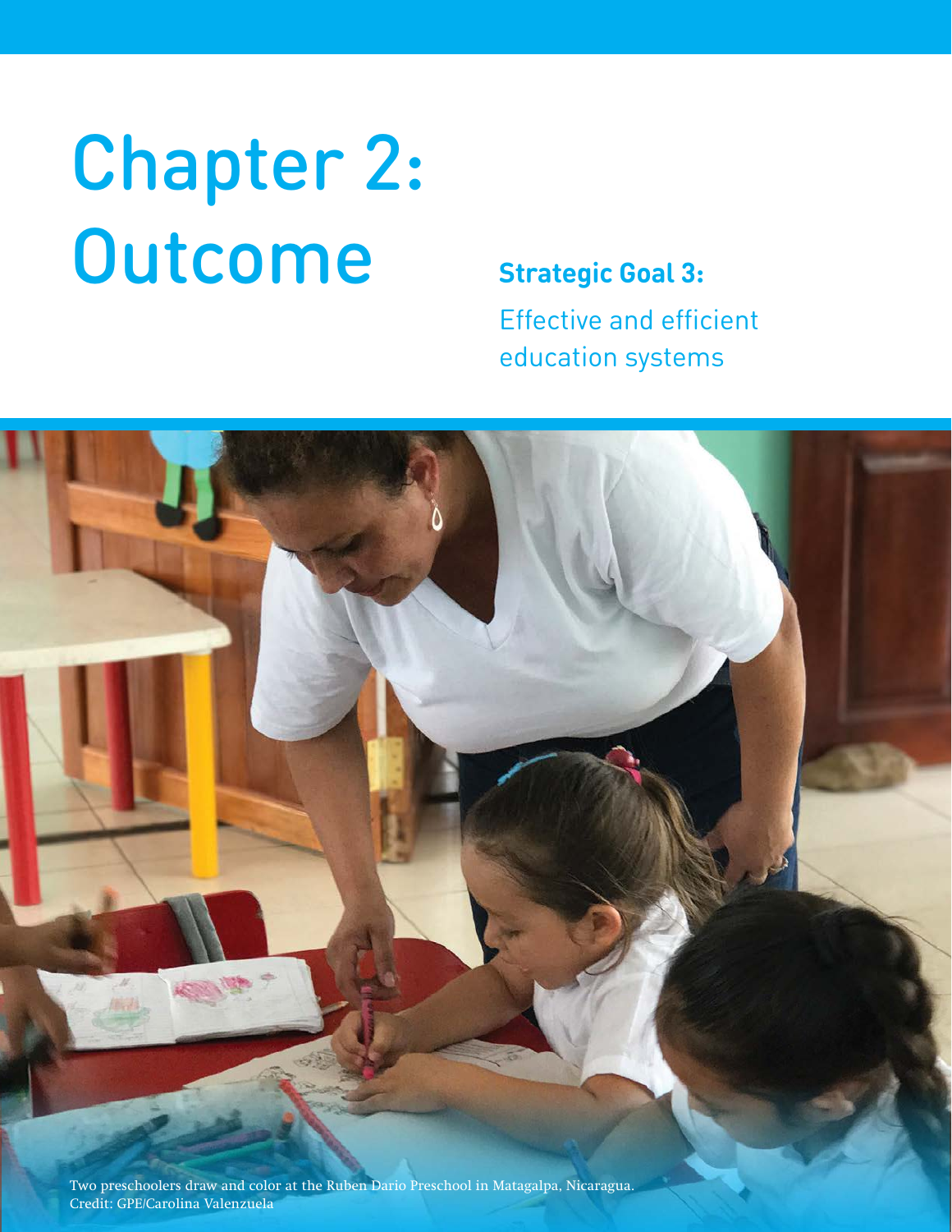# Chapter 2: Outcome

**Strategic Goal 3:**

Effective and efficient education systems

Two preschoolers draw and color at the Ruben Dario Preschool in Matagalpa, Nicaragua.
Credit: GPE/Carolina Valenzuela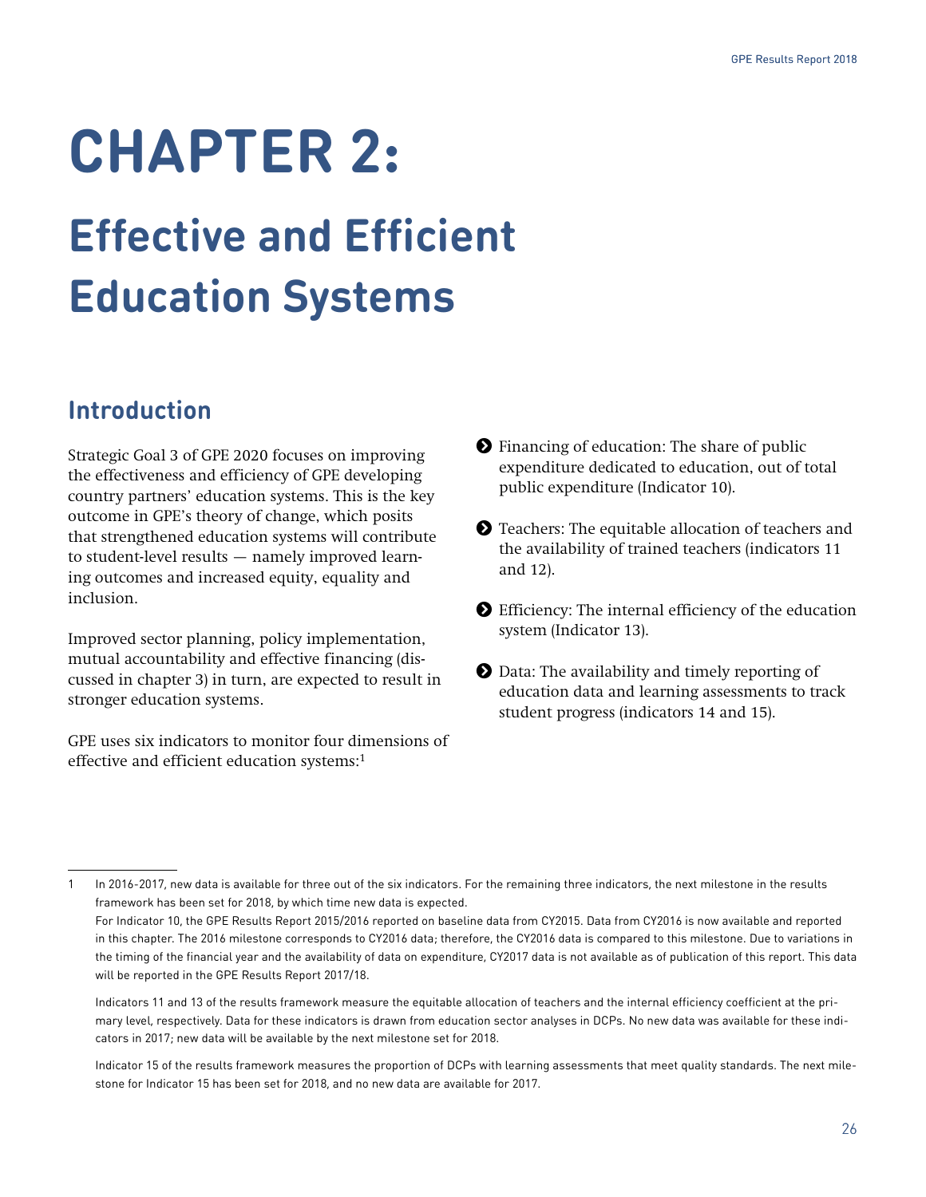# CHAPTER 2:

# Effective and Efficient Education Systems

## Introduction

Strategic Goal 3 of GPE 2020 focuses on improving the effectiveness and efficiency of GPE developing country partners' education systems. This is the key outcome in GPE's theory of change, which posits that strengthened education systems will contribute to student-level results — namely improved learning outcomes and increased equity, equality and inclusion.

Improved sector planning, policy implementation, mutual accountability and effective financing (discussed in chapter 3) in turn, are expected to result in stronger education systems.

GPE uses six indicators to monitor four dimensions of effective and efficient education systems:[1]

- Financing of education: The share of public expenditure dedicated to education, out of total public expenditure (Indicator 10).
- Teachers: The equitable allocation of teachers and the availability of trained teachers (indicators 11 and 12).
- Efficiency: The internal efficiency of the education system (Indicator 13).
- Data: The availability and timely reporting of education data and learning assessments to track student progress (indicators 14 and 15).

---

1 In 2016-2017, new data is available for three out of the six indicators. For the remaining three indicators, the next milestone in the results framework has been set for 2018, by which time new data is expected.
For Indicator 10, the GPE Results Report 2015/2016 reported on baseline data from CY2015. Data from CY2016 is now available and reported in this chapter. The 2016 milestone corresponds to CY2016 data; therefore, the CY2016 data is compared to this milestone. Due to variations in the timing of the financial year and the availability of data on expenditure, CY2017 data is not available as of publication of this report. This data will be reported in the GPE Results Report 2017/18.

Indicators 11 and 13 of the results framework measure the equitable allocation of teachers and the internal efficiency coefficient at the primary level, respectively. Data for these indicators is drawn from education sector analyses in DCPs. No new data was available for these indicators in 2017; new data will be available by the next milestone set for 2018.

Indicator 15 of the results framework measures the proportion of DCPs with learning assessments that meet quality standards. The next milestone for Indicator 15 has been set for 2018, and no new data are available for 2017.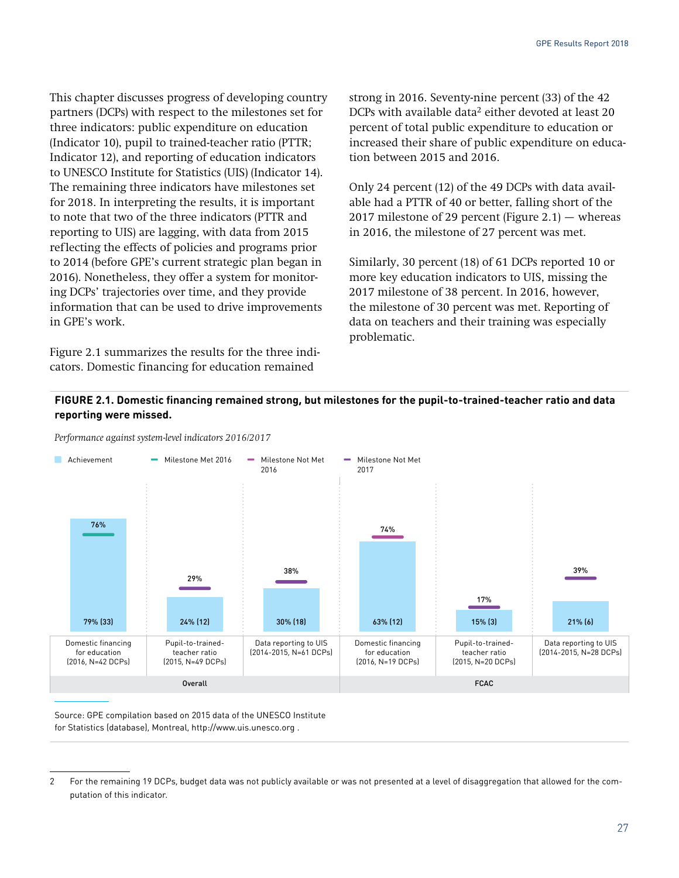This chapter discusses progress of developing country partners (DCPs) with respect to the milestones set for three indicators: public expenditure on education (Indicator 10), pupil to trained-teacher ratio (PTTR; Indicator 12), and reporting of education indicators to UNESCO Institute for Statistics (UIS) (Indicator 14). The remaining three indicators have milestones set for 2018. In interpreting the results, it is important to note that two of the three indicators (PTTR and reporting to UIS) are lagging, with data from 2015 reflecting the effects of policies and programs prior to 2014 (before GPE's current strategic plan began in 2016). Nonetheless, they offer a system for monitoring DCPs' trajectories over time, and they provide information that can be used to drive improvements in GPE's work.

Figure 2.1 summarizes the results for the three indicators. Domestic financing for education remained strong in 2016. Seventy-nine percent (33) of the 42 DCPs with available data[2] either devoted at least 20 percent of total public expenditure to education or increased their share of public expenditure on education between 2015 and 2016.

Only 24 percent (12) of the 49 DCPs with data available had a PTTR of 40 or better, falling short of the 2017 milestone of 29 percent (Figure 2.1) — whereas in 2016, the milestone of 27 percent was met.

Similarly, 30 percent (18) of 61 DCPs reported 10 or more key education indicators to UIS, missing the 2017 milestone of 38 percent. In 2016, however, the milestone of 30 percent was met. Reporting of data on teachers and their training was especially problematic.

**FIGURE 2.1. Domestic financing remained strong, but milestones for the pupil-to-trained-teacher ratio and data reporting were missed.**

*Performance against system-level indicators 2016/2017*

| Group | Indicator | Achievement | Milestone | Milestone status |
|---|---|---|---|---|
| Overall | Domestic financing for education (2016, N=42 DCPs) | 79% (33) | 76% | Milestone Met 2016 |
| Overall | Pupil-to-trained-teacher ratio (2015, N=49 DCPs) | 24% (12) | 29% | Milestone Not Met 2017 |
| Overall | Data reporting to UIS (2014-2015, N=61 DCPs) | 30% (18) | 38% | Milestone Not Met 2017 |
| FCAC | Domestic financing for education (2016, N=19 DCPs) | 63% (12) | 74% | Milestone Not Met 2016 |
| FCAC | Pupil-to-trained-teacher ratio (2015, N=20 DCPs) | 15% (3) | 17% | Milestone Not Met 2017 |
| FCAC | Data reporting to UIS (2014-2015, N=28 DCPs) | 21% (6) | 39% | Milestone Not Met 2017 |

Source: GPE compilation based on 2015 data of the UNESCO Institute for Statistics (database), Montreal, http://www.uis.unesco.org .

2 For the remaining 19 DCPs, budget data was not publicly available or was not presented at a level of disaggregation that allowed for the computation of this indicator.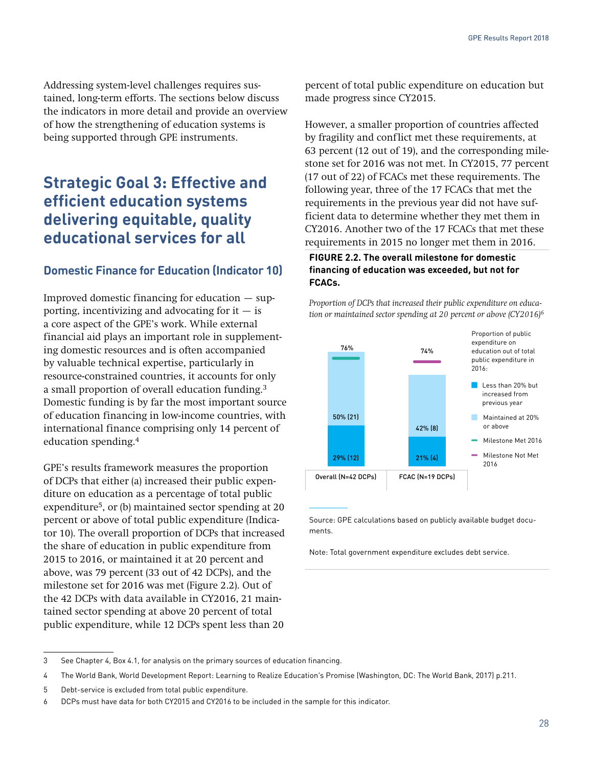Addressing system-level challenges requires sustained, long-term efforts. The sections below discuss the indicators in more detail and provide an overview of how the strengthening of education systems is being supported through GPE instruments.

## Strategic Goal 3: Effective and efficient education systems delivering equitable, quality educational services for all

### Domestic Finance for Education (Indicator 10)

Improved domestic financing for education — supporting, incentivizing and advocating for it — is a core aspect of the GPE's work. While external financial aid plays an important role in supplementing domestic resources and is often accompanied by valuable technical expertise, particularly in resource-constrained countries, it accounts for only a small proportion of overall education funding.[3] Domestic funding is by far the most important source of education financing in low-income countries, with international finance comprising only 14 percent of education spending.[4]

GPE's results framework measures the proportion of DCPs that either (a) increased their public expenditure on education as a percentage of total public expenditure[5], or (b) maintained sector spending at 20 percent or above of total public expenditure (Indicator 10). The overall proportion of DCPs that increased the share of education in public expenditure from 2015 to 2016, or maintained it at 20 percent and above, was 79 percent (33 out of 42 DCPs), and the milestone set for 2016 was met (Figure 2.2). Out of the 42 DCPs with data available in CY2016, 21 maintained sector spending at above 20 percent of total public expenditure, while 12 DCPs spent less than 20 percent of total public expenditure on education but made progress since CY2015.

However, a smaller proportion of countries affected by fragility and conflict met these requirements, at 63 percent (12 out of 19), and the corresponding milestone set for 2016 was not met. In CY2015, 77 percent (17 out of 22) of FCACs met these requirements. The following year, three of the 17 FCACs that met the requirements in the previous year did not have sufficient data to determine whether they met them in CY2016. Another two of the 17 FCACs that met these requirements in 2015 no longer met them in 2016.

**FIGURE 2.2. The overall milestone for domestic financing of education was exceeded, but not for FCACs.**

*Proportion of DCPs that increased their public expenditure on education or maintained sector spending at 20 percent or above (CY2016)*[6]

| Proportion of public expenditure on education out of total public expenditure in 2016 | Overall (N=42 DCPs) | FCAC (N=19 DCPs) |
|---|---|---|
| Less than 20% but increased from previous year | 29% (12) | 21% (4) |
| Maintained at 20% or above | 50% (21) | 42% (8) |
| Milestone | 76% (Milestone Met 2016) | 74% (Milestone Not Met 2016) |

Source: GPE calculations based on publicly available budget documents.

Note: Total government expenditure excludes debt service.

---

3 See Chapter 4, Box 4.1, for analysis on the primary sources of education financing.

4 The World Bank, World Development Report: Learning to Realize Education's Promise (Washington, DC: The World Bank, 2017) p.211.

5 Debt-service is excluded from total public expenditure.

6 DCPs must have data for both CY2015 and CY2016 to be included in the sample for this indicator.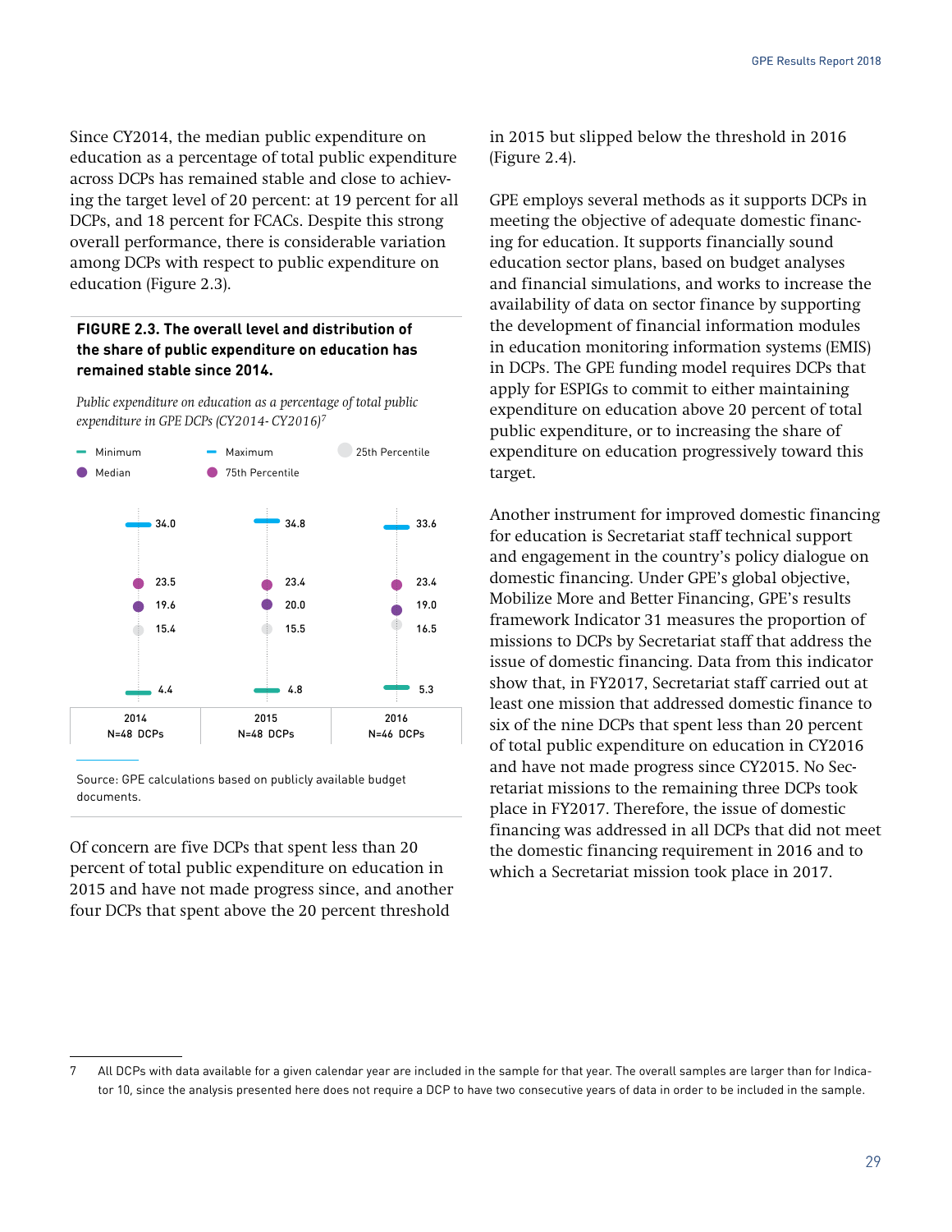Since CY2014, the median public expenditure on education as a percentage of total public expenditure across DCPs has remained stable and close to achieving the target level of 20 percent: at 19 percent for all DCPs, and 18 percent for FCACs. Despite this strong overall performance, there is considerable variation among DCPs with respect to public expenditure on education (Figure 2.3).

**FIGURE 2.3. The overall level and distribution of the share of public expenditure on education has remained stable since 2014.**

*Public expenditure on education as a percentage of total public expenditure in GPE DCPs (CY2014- CY2016)*[7]

| | 2014 N=48 DCPs | 2015 N=48 DCPs | 2016 N=46 DCPs |
|---|---|---|---|
| Maximum | 34.0 | 34.8 | 33.6 |
| 75th Percentile | 23.5 | 23.4 | 23.4 |
| Median | 19.6 | 20.0 | 19.0 |
| 25th Percentile | 15.4 | 15.5 | 16.5 |
| Minimum | 4.4 | 4.8 | 5.3 |

Source: GPE calculations based on publicly available budget documents.

Of concern are five DCPs that spent less than 20 percent of total public expenditure on education in 2015 and have not made progress since, and another four DCPs that spent above the 20 percent threshold in 2015 but slipped below the threshold in 2016 (Figure 2.4).

GPE employs several methods as it supports DCPs in meeting the objective of adequate domestic financing for education. It supports financially sound education sector plans, based on budget analyses and financial simulations, and works to increase the availability of data on sector finance by supporting the development of financial information modules in education monitoring information systems (EMIS) in DCPs. The GPE funding model requires DCPs that apply for ESPIGs to commit to either maintaining expenditure on education above 20 percent of total public expenditure, or to increasing the share of expenditure on education progressively toward this target.

Another instrument for improved domestic financing for education is Secretariat staff technical support and engagement in the country's policy dialogue on domestic financing. Under GPE's global objective, Mobilize More and Better Financing, GPE's results framework Indicator 31 measures the proportion of missions to DCPs by Secretariat staff that address the issue of domestic financing. Data from this indicator show that, in FY2017, Secretariat staff carried out at least one mission that addressed domestic finance to six of the nine DCPs that spent less than 20 percent of total public expenditure on education in CY2016 and have not made progress since CY2015. No Secretariat missions to the remaining three DCPs took place in FY2017. Therefore, the issue of domestic financing was addressed in all DCPs that did not meet the domestic financing requirement in 2016 and to which a Secretariat mission took place in 2017.

---

7 All DCPs with data available for a given calendar year are included in the sample for that year. The overall samples are larger than for Indicator 10, since the analysis presented here does not require a DCP to have two consecutive years of data in order to be included in the sample.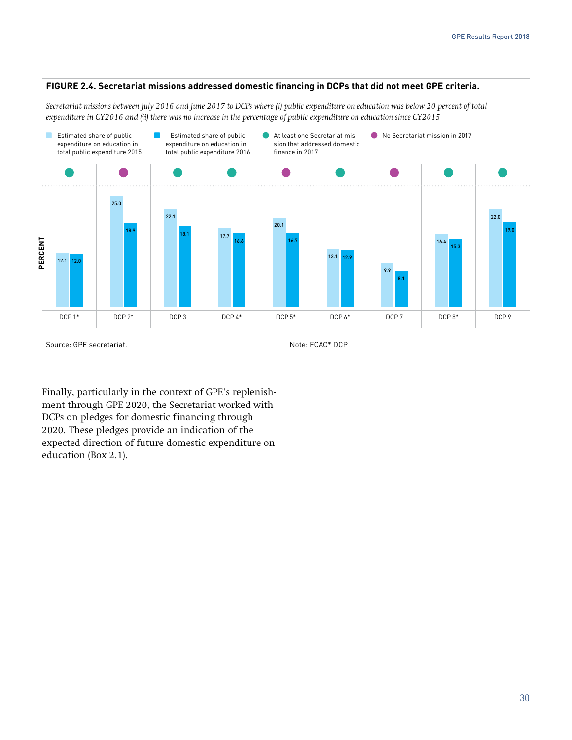**FIGURE 2.4. Secretariat missions addressed domestic financing in DCPs that did not meet GPE criteria.**

*Secretariat missions between July 2016 and June 2017 to DCPs where (i) public expenditure on education was below 20 percent of total expenditure in CY2016 and (ii) there was no increase in the percentage of public expenditure on education since CY2015*

| DCP | Estimated share of public expenditure on education in total public expenditure 2015 (percent) | Estimated share of public expenditure on education in total public expenditure 2016 (percent) | Secretariat mission |
|---|---|---|---|
| DCP 1* | 12.1 | 12.0 | At least one Secretariat mission that addressed domestic finance in 2017 |
| DCP 2* | 25.0 | 18.9 | No Secretariat mission in 2017 |
| DCP 3 | 22.1 | 18.1 | At least one Secretariat mission that addressed domestic finance in 2017 |
| DCP 4* | 17.7 | 16.6 | At least one Secretariat mission that addressed domestic finance in 2017 |
| DCP 5* | 20.1 | 16.7 | No Secretariat mission in 2017 |
| DCP 6* | 13.1 | 12.9 | At least one Secretariat mission that addressed domestic finance in 2017 |
| DCP 7 | 9.9 | 8.1 | No Secretariat mission in 2017 |
| DCP 8* | 16.4 | 15.3 | At least one Secretariat mission that addressed domestic finance in 2017 |
| DCP 9 | 22.0 | 19.0 | At least one Secretariat mission that addressed domestic finance in 2017 |

Source: GPE secretariat.

Note: FCAC* DCP

Finally, particularly in the context of GPE's replenishment through GPE 2020, the Secretariat worked with DCPs on pledges for domestic financing through 2020. These pledges provide an indication of the expected direction of future domestic expenditure on education (Box 2.1).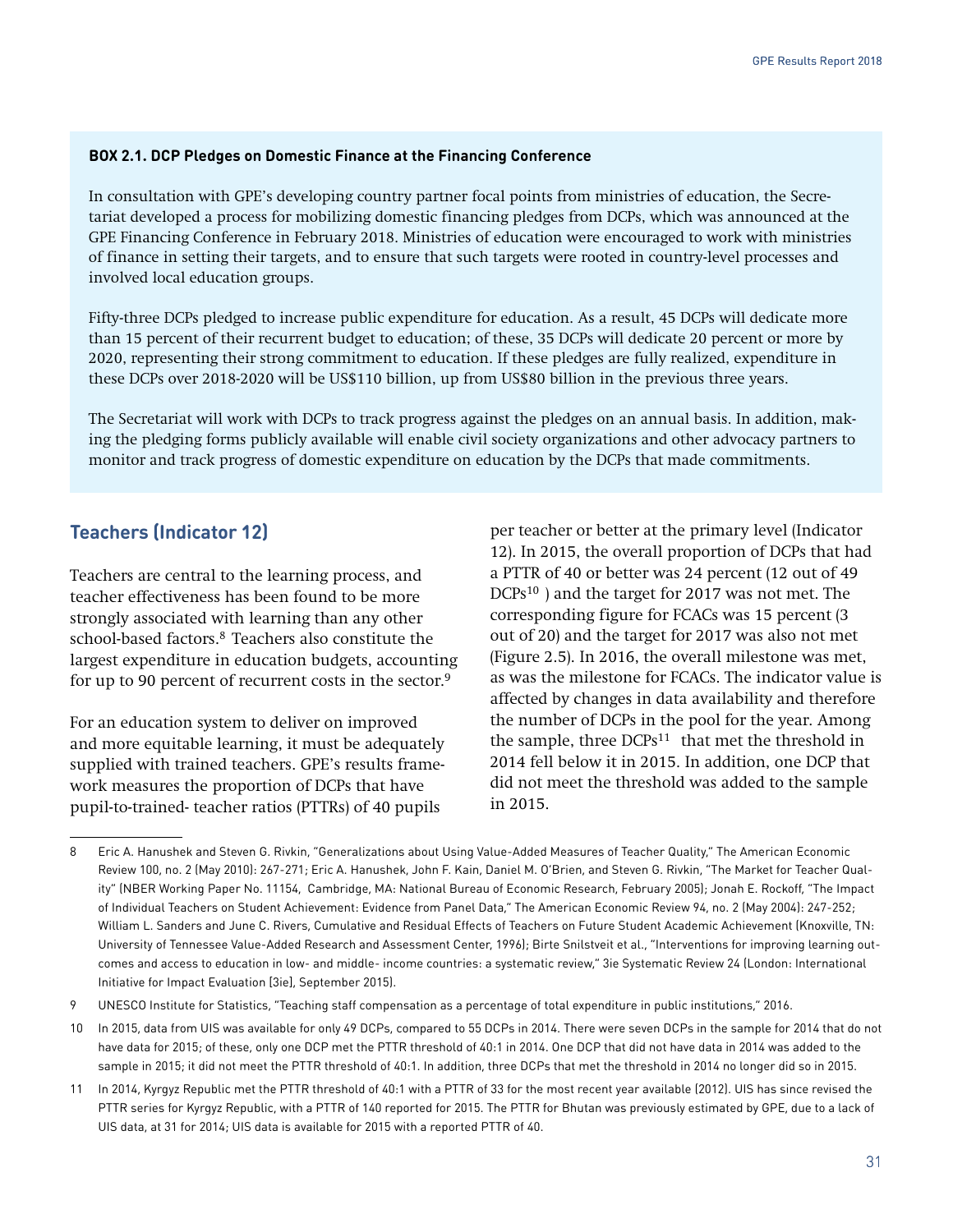**BOX 2.1. DCP Pledges on Domestic Finance at the Financing Conference**

In consultation with GPE's developing country partner focal points from ministries of education, the Secretariat developed a process for mobilizing domestic financing pledges from DCPs, which was announced at the GPE Financing Conference in February 2018. Ministries of education were encouraged to work with ministries of finance in setting their targets, and to ensure that such targets were rooted in country-level processes and involved local education groups.

Fifty-three DCPs pledged to increase public expenditure for education. As a result, 45 DCPs will dedicate more than 15 percent of their recurrent budget to education; of these, 35 DCPs will dedicate 20 percent or more by 2020, representing their strong commitment to education. If these pledges are fully realized, expenditure in these DCPs over 2018-2020 will be US$110 billion, up from US$80 billion in the previous three years.

The Secretariat will work with DCPs to track progress against the pledges on an annual basis. In addition, making the pledging forms publicly available will enable civil society organizations and other advocacy partners to monitor and track progress of domestic expenditure on education by the DCPs that made commitments.

## Teachers (Indicator 12)

Teachers are central to the learning process, and teacher effectiveness has been found to be more strongly associated with learning than any other school-based factors.[8] Teachers also constitute the largest expenditure in education budgets, accounting for up to 90 percent of recurrent costs in the sector.[9]

For an education system to deliver on improved and more equitable learning, it must be adequately supplied with trained teachers. GPE's results framework measures the proportion of DCPs that have pupil-to-trained- teacher ratios (PTTRs) of 40 pupils per teacher or better at the primary level (Indicator 12). In 2015, the overall proportion of DCPs that had a PTTR of 40 or better was 24 percent (12 out of 49 DCPs[10] ) and the target for 2017 was not met. The corresponding figure for FCACs was 15 percent (3 out of 20) and the target for 2017 was also not met (Figure 2.5). In 2016, the overall milestone was met, as was the milestone for FCACs. The indicator value is affected by changes in data availability and therefore the number of DCPs in the pool for the year. Among the sample, three DCPs[11] that met the threshold in 2014 fell below it in 2015. In addition, one DCP that did not meet the threshold was added to the sample in 2015.

---

8 Eric A. Hanushek and Steven G. Rivkin, "Generalizations about Using Value-Added Measures of Teacher Quality," The American Economic Review 100, no. 2 (May 2010): 267-271; Eric A. Hanushek, John F. Kain, Daniel M. O'Brien, and Steven G. Rivkin, "The Market for Teacher Quality" (NBER Working Paper No. 11154, Cambridge, MA: National Bureau of Economic Research, February 2005); Jonah E. Rockoff, "The Impact of Individual Teachers on Student Achievement: Evidence from Panel Data," The American Economic Review 94, no. 2 (May 2004): 247-252; William L. Sanders and June C. Rivers, Cumulative and Residual Effects of Teachers on Future Student Academic Achievement (Knoxville, TN: University of Tennessee Value-Added Research and Assessment Center, 1996); Birte Snilstveit et al., "Interventions for improving learning outcomes and access to education in low- and middle- income countries: a systematic review," 3ie Systematic Review 24 (London: International Initiative for Impact Evaluation [3ie], September 2015).

9 UNESCO Institute for Statistics, "Teaching staff compensation as a percentage of total expenditure in public institutions," 2016.

10 In 2015, data from UIS was available for only 49 DCPs, compared to 55 DCPs in 2014. There were seven DCPs in the sample for 2014 that do not have data for 2015; of these, only one DCP met the PTTR threshold of 40:1 in 2014. One DCP that did not have data in 2014 was added to the sample in 2015; it did not meet the PTTR threshold of 40:1. In addition, three DCPs that met the threshold in 2014 no longer did so in 2015.

11 In 2014, Kyrgyz Republic met the PTTR threshold of 40:1 with a PTTR of 33 for the most recent year available (2012). UIS has since revised the PTTR series for Kyrgyz Republic, with a PTTR of 140 reported for 2015. The PTTR for Bhutan was previously estimated by GPE, due to a lack of UIS data, at 31 for 2014; UIS data is available for 2015 with a reported PTTR of 40.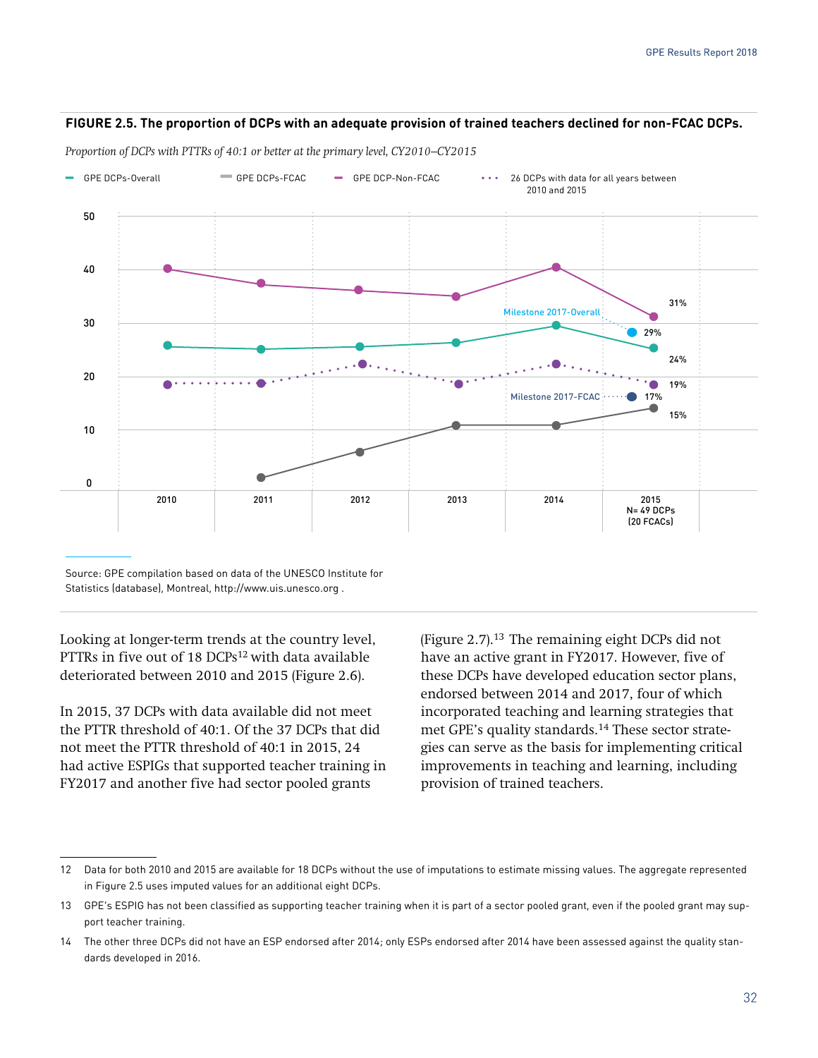**FIGURE 2.5. The proportion of DCPs with an adequate provision of trained teachers declined for non-FCAC DCPs.**

*Proportion of DCPs with PTTRs of 40:1 or better at the primary level, CY2010–CY2015*

Source: GPE compilation based on data of the UNESCO Institute for Statistics (database), Montreal, http://www.uis.unesco.org .

Looking at longer-term trends at the country level, PTTRs in five out of 18 DCPs[12] with data available deteriorated between 2010 and 2015 (Figure 2.6).

In 2015, 37 DCPs with data available did not meet the PTTR threshold of 40:1. Of the 37 DCPs that did not meet the PTTR threshold of 40:1 in 2015, 24 had active ESPIGs that supported teacher training in FY2017 and another five had sector pooled grants (Figure 2.7).[13] The remaining eight DCPs did not have an active grant in FY2017. However, five of these DCPs have developed education sector plans, endorsed between 2014 and 2017, four of which incorporated teaching and learning strategies that met GPE's quality standards.[14] These sector strategies can serve as the basis for implementing critical improvements in teaching and learning, including provision of trained teachers.

---

12 Data for both 2010 and 2015 are available for 18 DCPs without the use of imputations to estimate missing values. The aggregate represented in Figure 2.5 uses imputed values for an additional eight DCPs.

13 GPE's ESPIG has not been classified as supporting teacher training when it is part of a sector pooled grant, even if the pooled grant may support teacher training.

14 The other three DCPs did not have an ESP endorsed after 2014; only ESPs endorsed after 2014 have been assessed against the quality standards developed in 2016.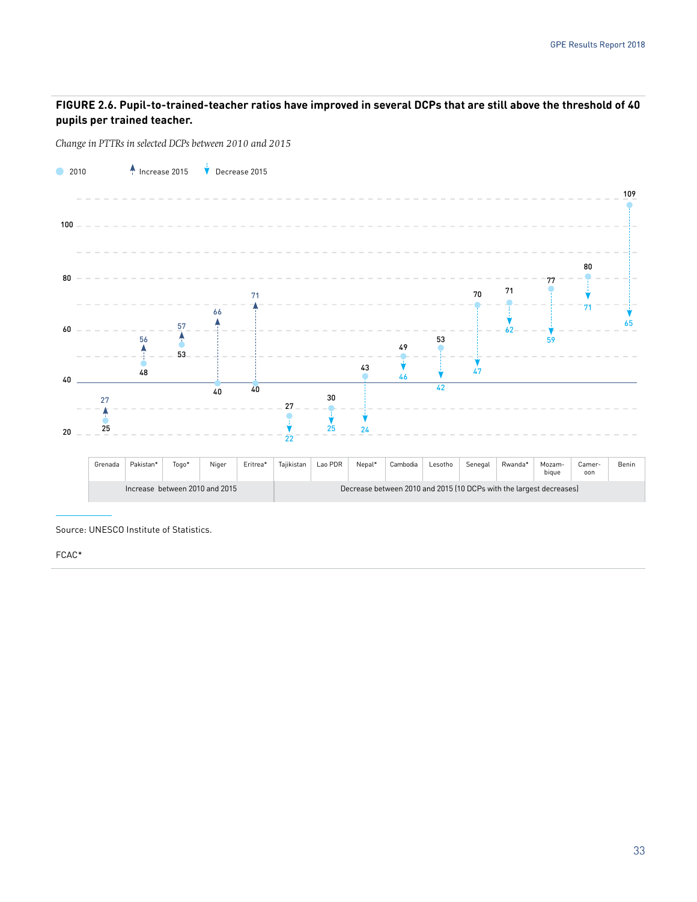**FIGURE 2.6. Pupil-to-trained-teacher ratios have improved in several DCPs that are still above the threshold of 40 pupils per trained teacher.**

*Change in PTTRs in selected DCPs between 2010 and 2015*

| Country | 2010 | 2015 | Group |
|---|---|---|---|
| Grenada | 25 | 27 | Increase between 2010 and 2015 |
| Pakistan* | 48 | 56 | Increase between 2010 and 2015 |
| Togo* | 53 | 57 | Increase between 2010 and 2015 |
| Niger | 40 | 66 | Increase between 2010 and 2015 |
| Eritrea* | 40 | 71 | Increase between 2010 and 2015 |
| Tajikistan | 27 | 22 | Decrease between 2010 and 2015 (10 DCPs with the largest decreases) |
| Lao PDR | 30 | 25 | Decrease between 2010 and 2015 (10 DCPs with the largest decreases) |
| Nepal* | 43 | 24 | Decrease between 2010 and 2015 (10 DCPs with the largest decreases) |
| Cambodia | 49 | 46 | Decrease between 2010 and 2015 (10 DCPs with the largest decreases) |
| Lesotho | 53 | 42 | Decrease between 2010 and 2015 (10 DCPs with the largest decreases) |
| Senegal | 70 | 47 | Decrease between 2010 and 2015 (10 DCPs with the largest decreases) |
| Rwanda* | 71 | 62 | Decrease between 2010 and 2015 (10 DCPs with the largest decreases) |
| Mozambique | 77 | 59 | Decrease between 2010 and 2015 (10 DCPs with the largest decreases) |
| Cameroon | 80 | 71 | Decrease between 2010 and 2015 (10 DCPs with the largest decreases) |
| Benin | 109 | 65 | Decrease between 2010 and 2015 (10 DCPs with the largest decreases) |

Source: UNESCO Institute of Statistics.

FCAC*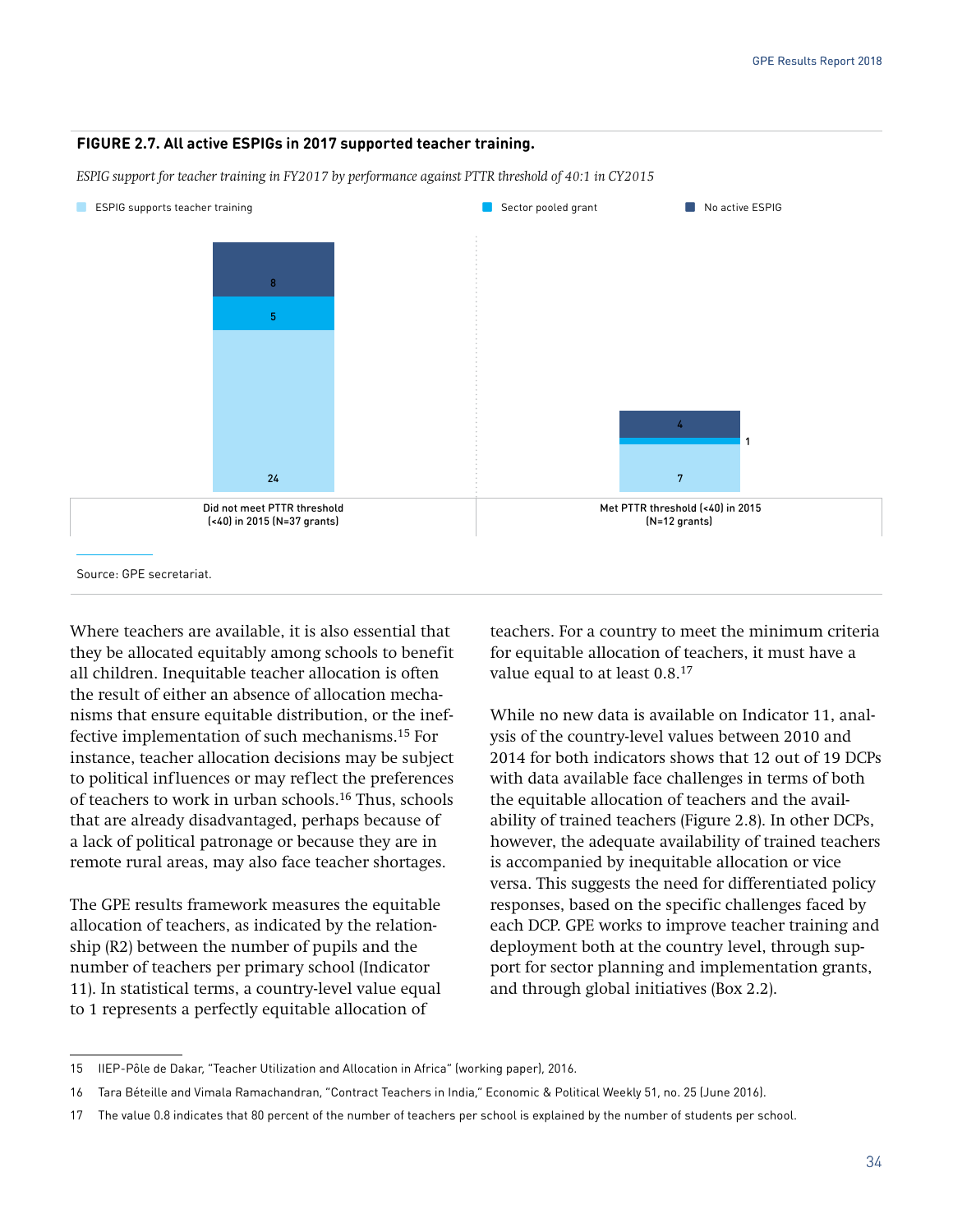**FIGURE 2.7. All active ESPIGs in 2017 supported teacher training.**

*ESPIG support for teacher training in FY2017 by performance against PTTR threshold of 40:1 in CY2015*

| | ESPIG supports teacher training | Sector pooled grant | No active ESPIG |
|---|---|---|---|
| Did not meet PTTR threshold (<40) in 2015 (N=37 grants) | 24 | 5 | 8 |
| Met PTTR threshold (<40) in 2015 (N=12 grants) | 7 | 1 | 4 |

Source: GPE secretariat.

Where teachers are available, it is also essential that they be allocated equitably among schools to benefit all children. Inequitable teacher allocation is often the result of either an absence of allocation mechanisms that ensure equitable distribution, or the ineffective implementation of such mechanisms.[15] For instance, teacher allocation decisions may be subject to political influences or may reflect the preferences of teachers to work in urban schools.[16] Thus, schools that are already disadvantaged, perhaps because of a lack of political patronage or because they are in remote rural areas, may also face teacher shortages.

The GPE results framework measures the equitable allocation of teachers, as indicated by the relationship (R2) between the number of pupils and the number of teachers per primary school (Indicator 11). In statistical terms, a country-level value equal to 1 represents a perfectly equitable allocation of teachers. For a country to meet the minimum criteria for equitable allocation of teachers, it must have a value equal to at least 0.8.[17]

While no new data is available on Indicator 11, analysis of the country-level values between 2010 and 2014 for both indicators shows that 12 out of 19 DCPs with data available face challenges in terms of both the equitable allocation of teachers and the availability of trained teachers (Figure 2.8). In other DCPs, however, the adequate availability of trained teachers is accompanied by inequitable allocation or vice versa. This suggests the need for differentiated policy responses, based on the specific challenges faced by each DCP. GPE works to improve teacher training and deployment both at the country level, through support for sector planning and implementation grants, and through global initiatives (Box 2.2).

15 IIEP-Pôle de Dakar, "Teacher Utilization and Allocation in Africa" (working paper), 2016.

16 Tara Béteille and Vimala Ramachandran, "Contract Teachers in India," Economic & Political Weekly 51, no. 25 (June 2016).

17 The value 0.8 indicates that 80 percent of the number of teachers per school is explained by the number of students per school.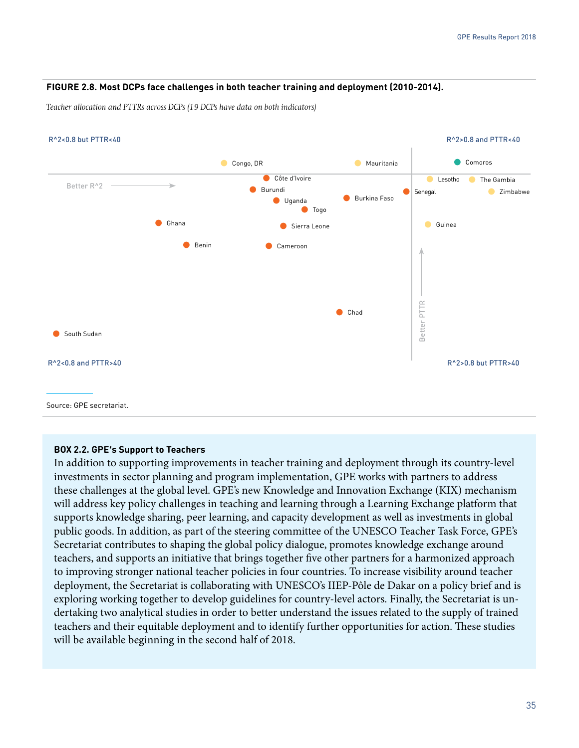**FIGURE 2.8. Most DCPs face challenges in both teacher training and deployment (2010-2014).**

*Teacher allocation and PTTRs across DCPs (19 DCPs have data on both indicators)*

R^2<0.8 but PTTR<40

R^2>0.8 and PTTR<40

Congo, DR

Mauritania

Comoros

Côte d'Ivoire

Lesotho

The Gambia

Better R^2

Burundi

Senegal

Zimbabwe

Uganda

Burkina Faso

Togo

Ghana

Sierra Leone

Guinea

Benin

Cameroon

Chad

Better PTTR

South Sudan

R^2<0.8 and PTTR>40

R^2>0.8 but PTTR>40

Source: GPE secretariat.

**BOX 2.2. GPE's Support to Teachers**

In addition to supporting improvements in teacher training and deployment through its country-level investments in sector planning and program implementation, GPE works with partners to address these challenges at the global level. GPE's new Knowledge and Innovation Exchange (KIX) mechanism will address key policy challenges in teaching and learning through a Learning Exchange platform that supports knowledge sharing, peer learning, and capacity development as well as investments in global public goods. In addition, as part of the steering committee of the UNESCO Teacher Task Force, GPE's Secretariat contributes to shaping the global policy dialogue, promotes knowledge exchange around teachers, and supports an initiative that brings together five other partners for a harmonized approach to improving stronger national teacher policies in four countries. To increase visibility around teacher deployment, the Secretariat is collaborating with UNESCO's IIEP-Pôle de Dakar on a policy brief and is exploring working together to develop guidelines for country-level actors. Finally, the Secretariat is undertaking two analytical studies in order to better understand the issues related to the supply of trained teachers and their equitable deployment and to identify further opportunities for action. These studies will be available beginning in the second half of 2018.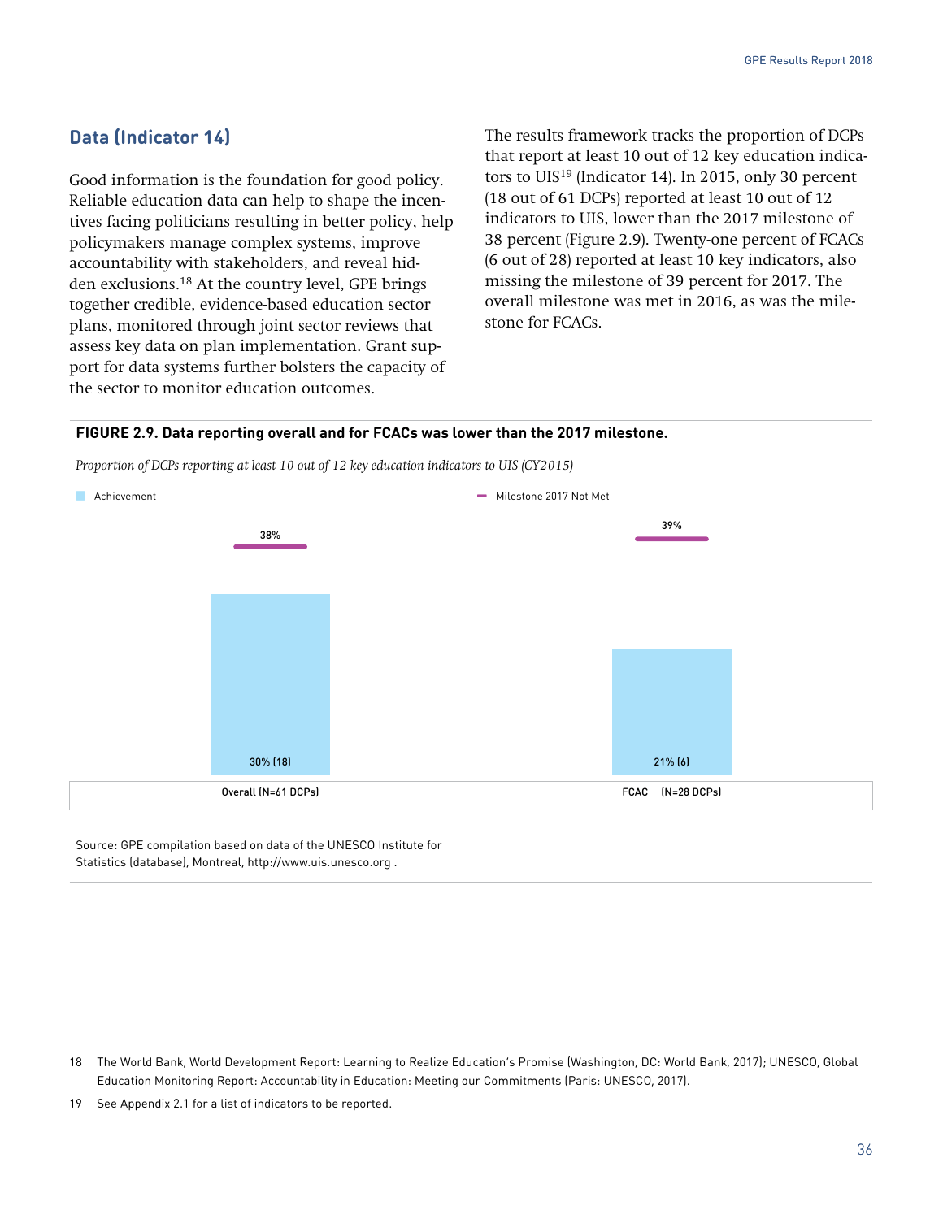## Data (Indicator 14)

Good information is the foundation for good policy. Reliable education data can help to shape the incentives facing politicians resulting in better policy, help policymakers manage complex systems, improve accountability with stakeholders, and reveal hidden exclusions.[18] At the country level, GPE brings together credible, evidence-based education sector plans, monitored through joint sector reviews that assess key data on plan implementation. Grant support for data systems further bolsters the capacity of the sector to monitor education outcomes.

The results framework tracks the proportion of DCPs that report at least 10 out of 12 key education indicators to UIS[19] (Indicator 14). In 2015, only 30 percent (18 out of 61 DCPs) reported at least 10 out of 12 indicators to UIS, lower than the 2017 milestone of 38 percent (Figure 2.9). Twenty-one percent of FCACs (6 out of 28) reported at least 10 key indicators, also missing the milestone of 39 percent for 2017. The overall milestone was met in 2016, as was the milestone for FCACs.

**FIGURE 2.9. Data reporting overall and for FCACs was lower than the 2017 milestone.**

*Proportion of DCPs reporting at least 10 out of 12 key education indicators to UIS (CY2015)*

| | Achievement | Milestone 2017 Not Met |
|---|---|---|
| Overall (N=61 DCPs) | 30% (18) | 38% |
| FCAC (N=28 DCPs) | 21% (6) | 39% |

Source: GPE compilation based on data of the UNESCO Institute for Statistics (database), Montreal, http://www.uis.unesco.org .

18 The World Bank, World Development Report: Learning to Realize Education's Promise (Washington, DC: World Bank, 2017); UNESCO, Global Education Monitoring Report: Accountability in Education: Meeting our Commitments (Paris: UNESCO, 2017).

19 See Appendix 2.1 for a list of indicators to be reported.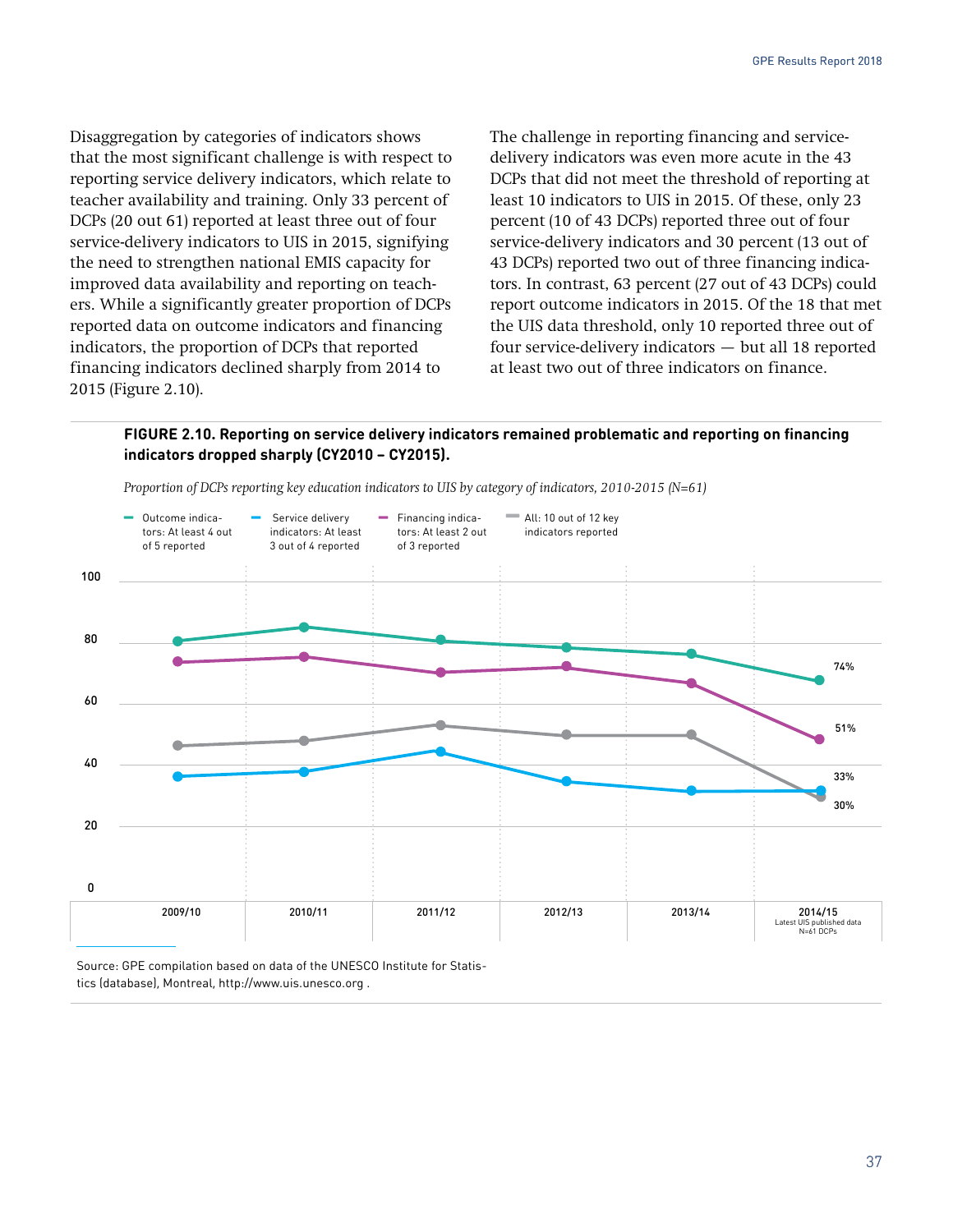Disaggregation by categories of indicators shows that the most significant challenge is with respect to reporting service delivery indicators, which relate to teacher availability and training. Only 33 percent of DCPs (20 out 61) reported at least three out of four service-delivery indicators to UIS in 2015, signifying the need to strengthen national EMIS capacity for improved data availability and reporting on teachers. While a significantly greater proportion of DCPs reported data on outcome indicators and financing indicators, the proportion of DCPs that reported financing indicators declined sharply from 2014 to 2015 (Figure 2.10).

The challenge in reporting financing and service-delivery indicators was even more acute in the 43 DCPs that did not meet the threshold of reporting at least 10 indicators to UIS in 2015. Of these, only 23 percent (10 of 43 DCPs) reported three out of four service-delivery indicators and 30 percent (13 out of 43 DCPs) reported two out of three financing indicators. In contrast, 63 percent (27 out of 43 DCPs) could report outcome indicators in 2015. Of the 18 that met the UIS data threshold, only 10 reported three out of four service-delivery indicators — but all 18 reported at least two out of three indicators on finance.

**FIGURE 2.10. Reporting on service delivery indicators remained problematic and reporting on financing indicators dropped sharply (CY2010 – CY2015).**

*Proportion of DCPs reporting key education indicators to UIS by category of indicators, 2010-2015 (N=61)*

Legend: Outcome indicators: At least 4 out of 5 reported; Service delivery indicators: At least 3 out of 4 reported; Financing indicators: At least 2 out of 3 reported; All: 10 out of 12 key indicators reported

| | 2009/10 | 2010/11 | 2011/12 | 2012/13 | 2013/14 | 2014/15 (Latest UIS published data N=61 DCPs) |
|---|---|---|---|---|---|---|
| Outcome indicators | | | | | | 74% |
| Financing indicators | | | | | | 51% |
| Service delivery indicators | | | | | | 33% |
| All | | | | | | 30% |

Source: GPE compilation based on data of the UNESCO Institute for Statistics (database), Montreal, http://www.uis.unesco.org .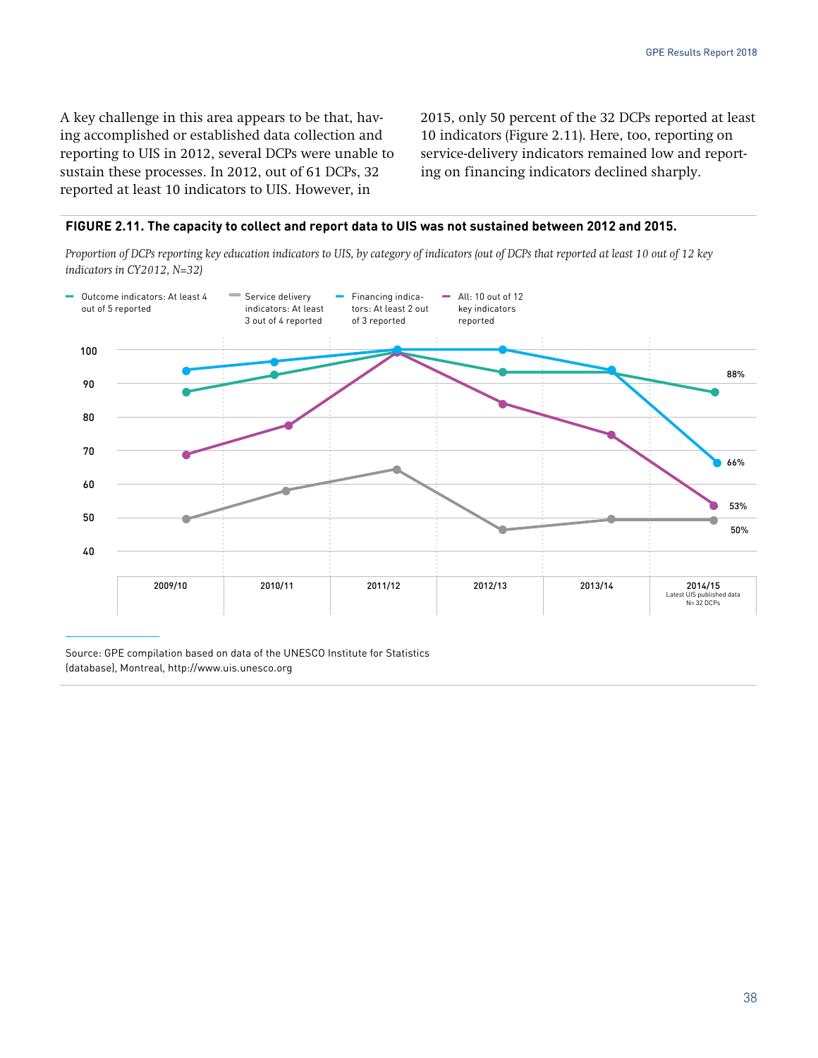A key challenge in this area appears to be that, having accomplished or established data collection and reporting to UIS in 2012, several DCPs were unable to sustain these processes. In 2012, out of 61 DCPs, 32 reported at least 10 indicators to UIS. However, in 2015, only 50 percent of the 32 DCPs reported at least 10 indicators (Figure 2.11). Here, too, reporting on service-delivery indicators remained low and reporting on financing indicators declined sharply.

**FIGURE 2.11. The capacity to collect and report data to UIS was not sustained between 2012 and 2015.**

*Proportion of DCPs reporting key education indicators to UIS, by category of indicators (out of DCPs that reported at least 10 out of 12 key indicators in CY2012, N=32)*

Legend: Outcome indicators: At least 4 out of 5 reported; Service delivery indicators: At least 3 out of 4 reported; Financing indicators: At least 2 out of 3 reported; All: 10 out of 12 key indicators reported

Years: 2009/10, 2010/11, 2011/12, 2012/13, 2013/14, 2014/15 (Latest UIS published data N= 32 DCPs)

Values labeled for 2014/15: 88%, 66%, 53%, 50%

Source: GPE compilation based on data of the UNESCO Institute for Statistics (database), Montreal, http://www.uis.unesco.org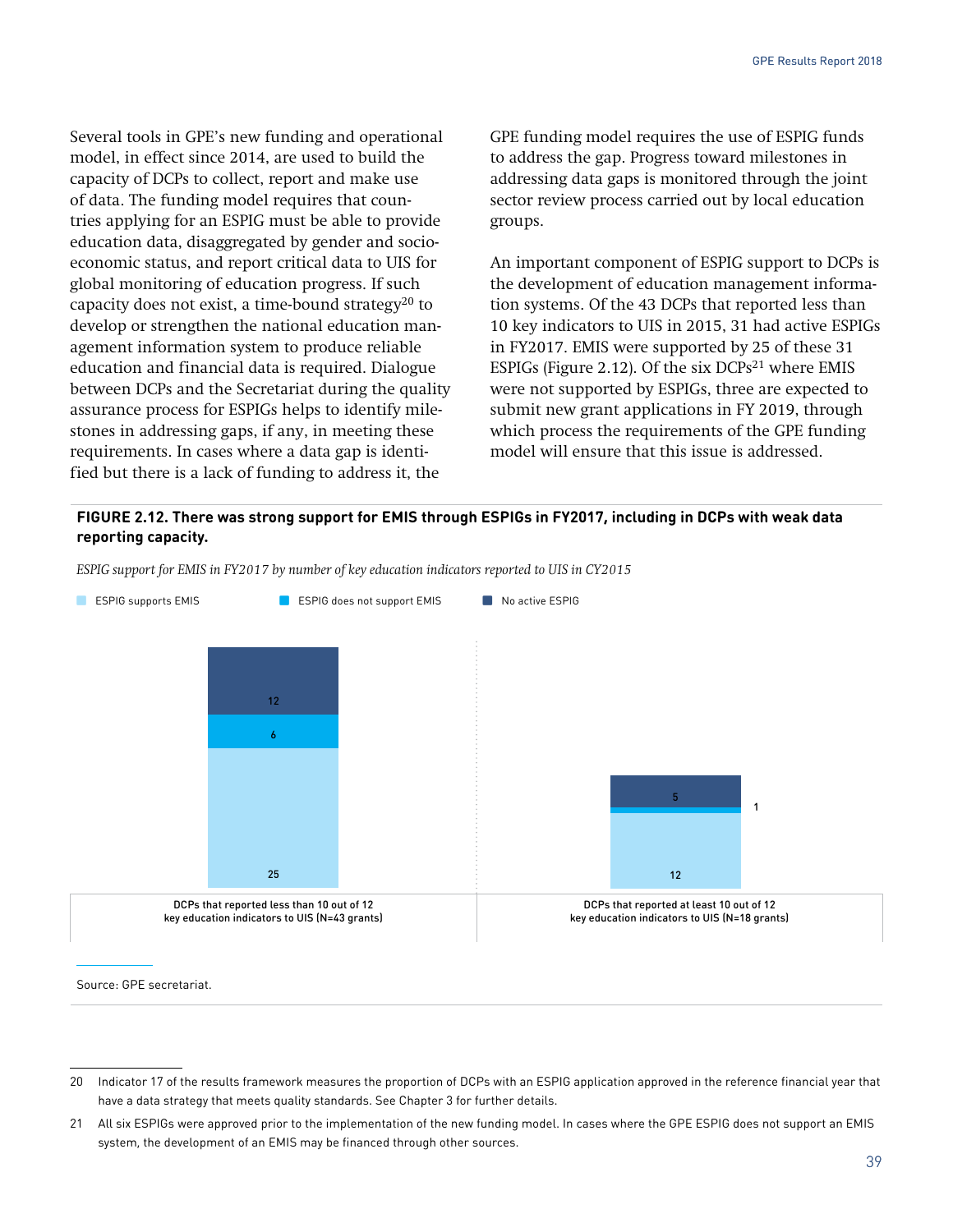Several tools in GPE's new funding and operational model, in effect since 2014, are used to build the capacity of DCPs to collect, report and make use of data. The funding model requires that countries applying for an ESPIG must be able to provide education data, disaggregated by gender and socioeconomic status, and report critical data to UIS for global monitoring of education progress. If such capacity does not exist, a time-bound strategy[20] to develop or strengthen the national education management information system to produce reliable education and financial data is required. Dialogue between DCPs and the Secretariat during the quality assurance process for ESPIGs helps to identify milestones in addressing gaps, if any, in meeting these requirements. In cases where a data gap is identified but there is a lack of funding to address it, the GPE funding model requires the use of ESPIG funds to address the gap. Progress toward milestones in addressing data gaps is monitored through the joint sector review process carried out by local education groups.

An important component of ESPIG support to DCPs is the development of education management information systems. Of the 43 DCPs that reported less than 10 key indicators to UIS in 2015, 31 had active ESPIGs in FY2017. EMIS were supported by 25 of these 31 ESPIGs (Figure 2.12). Of the six DCPs[21] where EMIS were not supported by ESPIGs, three are expected to submit new grant applications in FY 2019, through which process the requirements of the GPE funding model will ensure that this issue is addressed.

**FIGURE 2.12. There was strong support for EMIS through ESPIGs in FY2017, including in DCPs with weak data reporting capacity.**

*ESPIG support for EMIS in FY2017 by number of key education indicators reported to UIS in CY2015*

| | ESPIG supports EMIS | ESPIG does not support EMIS | No active ESPIG |
|---|---|---|---|
| DCPs that reported less than 10 out of 12 key education indicators to UIS (N=43 grants) | 25 | 6 | 12 |
| DCPs that reported at least 10 out of 12 key education indicators to UIS (N=18 grants) | 12 | 1 | 5 |

Source: GPE secretariat.

20 Indicator 17 of the results framework measures the proportion of DCPs with an ESPIG application approved in the reference financial year that have a data strategy that meets quality standards. See Chapter 3 for further details.

21 All six ESPIGs were approved prior to the implementation of the new funding model. In cases where the GPE ESPIG does not support an EMIS system, the development of an EMIS may be financed through other sources.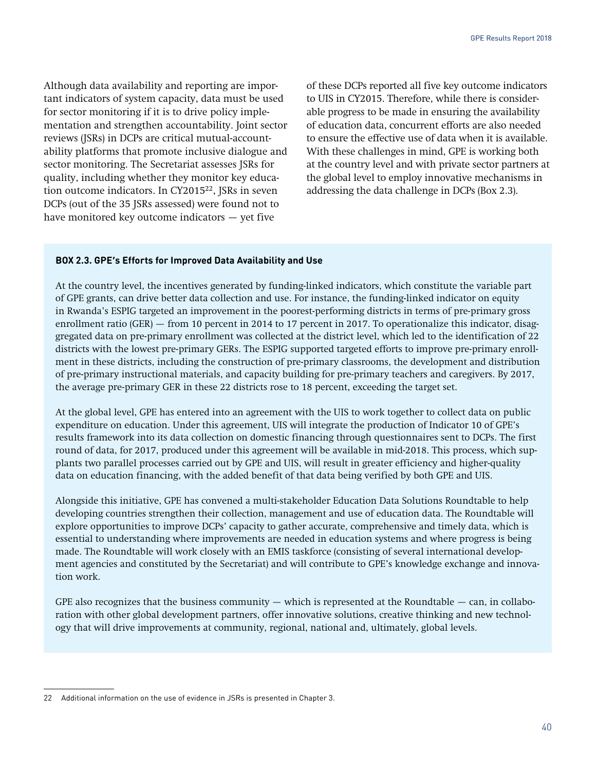Although data availability and reporting are important indicators of system capacity, data must be used for sector monitoring if it is to drive policy implementation and strengthen accountability. Joint sector reviews (JSRs) in DCPs are critical mutual-accountability platforms that promote inclusive dialogue and sector monitoring. The Secretariat assesses JSRs for quality, including whether they monitor key education outcome indicators. In CY2015[22], JSRs in seven DCPs (out of the 35 JSRs assessed) were found not to have monitored key outcome indicators — yet five of these DCPs reported all five key outcome indicators to UIS in CY2015. Therefore, while there is considerable progress to be made in ensuring the availability of education data, concurrent efforts are also needed to ensure the effective use of data when it is available. With these challenges in mind, GPE is working both at the country level and with private sector partners at the global level to employ innovative mechanisms in addressing the data challenge in DCPs (Box 2.3).

**BOX 2.3. GPE's Efforts for Improved Data Availability and Use**

At the country level, the incentives generated by funding-linked indicators, which constitute the variable part of GPE grants, can drive better data collection and use. For instance, the funding-linked indicator on equity in Rwanda's ESPIG targeted an improvement in the poorest-performing districts in terms of pre-primary gross enrollment ratio (GER) — from 10 percent in 2014 to 17 percent in 2017. To operationalize this indicator, disaggregated data on pre-primary enrollment was collected at the district level, which led to the identification of 22 districts with the lowest pre-primary GERs. The ESPIG supported targeted efforts to improve pre-primary enrollment in these districts, including the construction of pre-primary classrooms, the development and distribution of pre-primary instructional materials, and capacity building for pre-primary teachers and caregivers. By 2017, the average pre-primary GER in these 22 districts rose to 18 percent, exceeding the target set.

At the global level, GPE has entered into an agreement with the UIS to work together to collect data on public expenditure on education. Under this agreement, UIS will integrate the production of Indicator 10 of GPE's results framework into its data collection on domestic financing through questionnaires sent to DCPs. The first round of data, for 2017, produced under this agreement will be available in mid-2018. This process, which supplants two parallel processes carried out by GPE and UIS, will result in greater efficiency and higher-quality data on education financing, with the added benefit of that data being verified by both GPE and UIS.

Alongside this initiative, GPE has convened a multi-stakeholder Education Data Solutions Roundtable to help developing countries strengthen their collection, management and use of education data. The Roundtable will explore opportunities to improve DCPs' capacity to gather accurate, comprehensive and timely data, which is essential to understanding where improvements are needed in education systems and where progress is being made. The Roundtable will work closely with an EMIS taskforce (consisting of several international development agencies and constituted by the Secretariat) and will contribute to GPE's knowledge exchange and innovation work.

GPE also recognizes that the business community — which is represented at the Roundtable — can, in collaboration with other global development partners, offer innovative solutions, creative thinking and new technology that will drive improvements at community, regional, national and, ultimately, global levels.

---

22 Additional information on the use of evidence in JSRs is presented in Chapter 3.